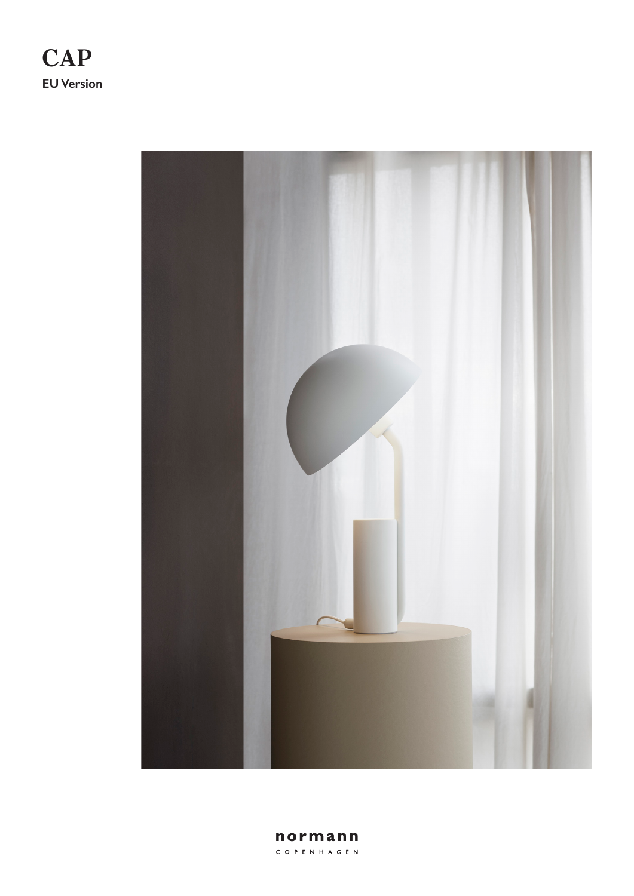# CAP

**EU Version**

normann

COPENHAGEN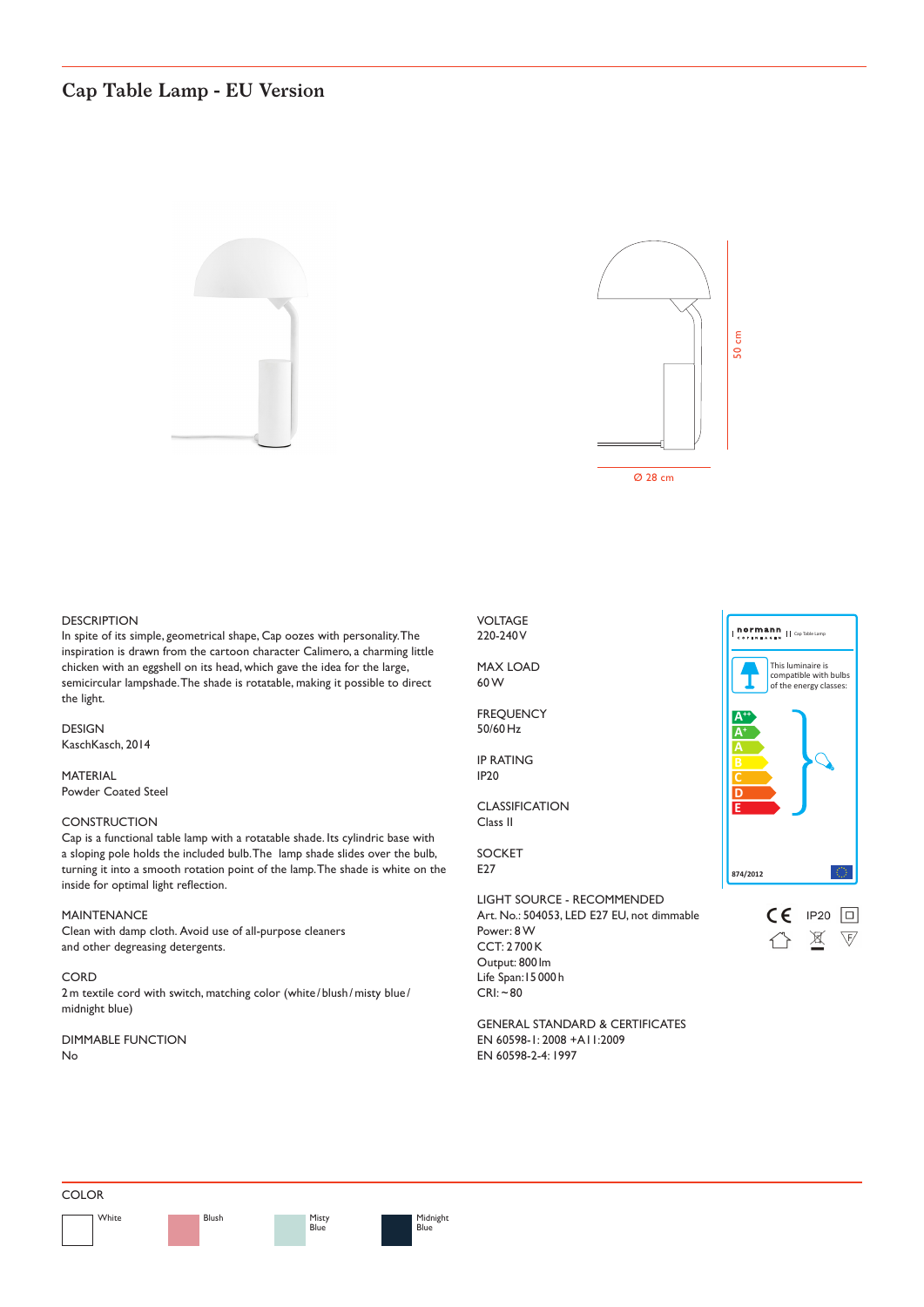# Cap Table Lamp - EU Version

50 cm

Ø 28 cm

DESCRIPTION
In spite of its simple, geometrical shape, Cap oozes with personality. The inspiration is drawn from the cartoon character Calimero, a charming little chicken with an eggshell on its head, which gave the idea for the large, semicircular lampshade. The shade is rotatable, making it possible to direct the light.

DESIGN
KaschKasch, 2014

MATERIAL
Powder Coated Steel

CONSTRUCTION
Cap is a functional table lamp with a rotatable shade. Its cylindric base with a sloping pole holds the included bulb. The lamp shade slides over the bulb, turning it into a smooth rotation point of the lamp. The shade is white on the inside for optimal light reflection.

MAINTENANCE
Clean with damp cloth. Avoid use of all-purpose cleaners and other degreasing detergents.

CORD
2 m textile cord with switch, matching color (white / blush / misty blue / midnight blue)

DIMMABLE FUNCTION
No

VOLTAGE
220-240 V

MAX LOAD
60 W

FREQUENCY
50/60 Hz

IP RATING
IP20

CLASSIFICATION
Class II

SOCKET
E27

LIGHT SOURCE - RECOMMENDED
Art. No.: 504053, LED E27 EU, not dimmable
Power: 8 W
CCT: 2700 K
Output: 800 lm
Life Span: 15 000 h
CRI: ~ 80

GENERAL STANDARD & CERTIFICATES
EN 60598-1: 2008 +A11:2009
EN 60598-2-4: 1997

normann COPENHAGEN | Cap Table Lamp

This luminaire is compatible with bulbs of the energy classes:

A++, A+, A, B, C, D, E

874/2012

CE IP20

COLOR

White | Blush | Misty Blue | Midnight Blue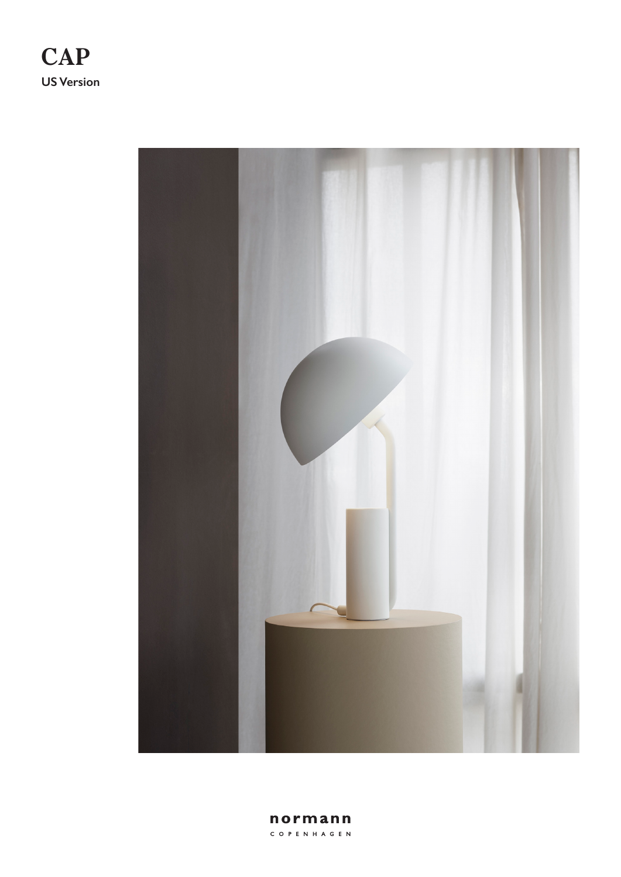# CAP

**US Version**

normann

COPENHAGEN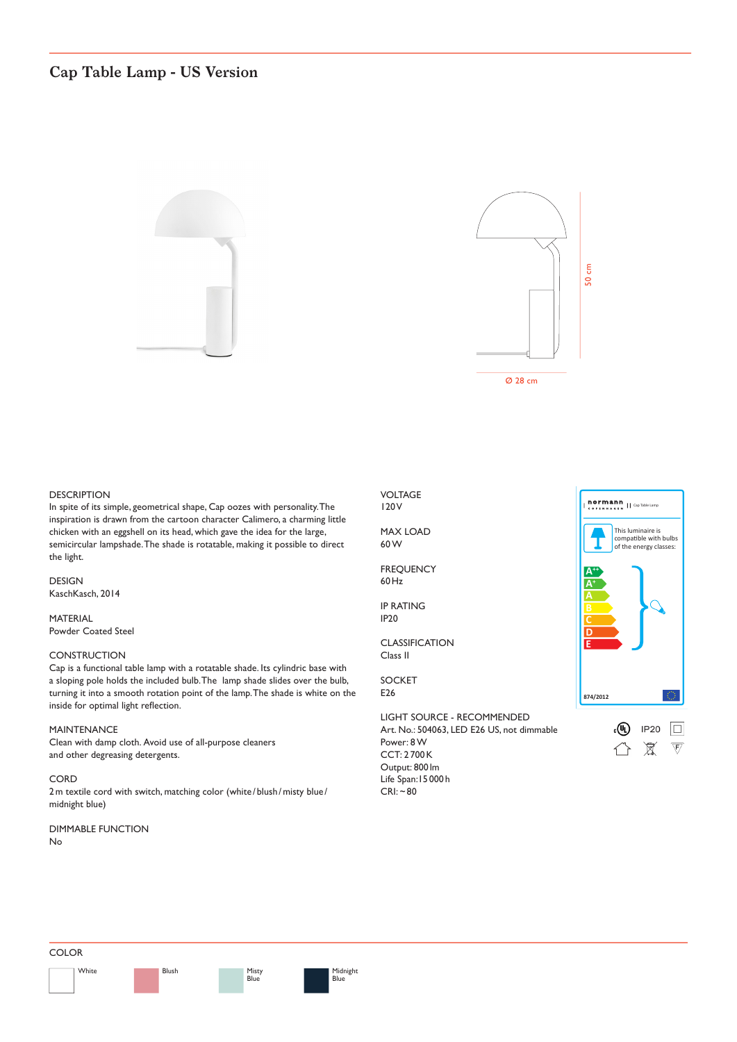# Cap Table Lamp - US Version

50 cm

Ø 28 cm

DESCRIPTION
In spite of its simple, geometrical shape, Cap oozes with personality. The inspiration is drawn from the cartoon character Calimero, a charming little chicken with an eggshell on its head, which gave the idea for the large, semicircular lampshade. The shade is rotatable, making it possible to direct the light.

DESIGN
KaschKasch, 2014

MATERIAL
Powder Coated Steel

CONSTRUCTION
Cap is a functional table lamp with a rotatable shade. Its cylindric base with a sloping pole holds the included bulb. The lamp shade slides over the bulb, turning it into a smooth rotation point of the lamp. The shade is white on the inside for optimal light reflection.

MAINTENANCE
Clean with damp cloth. Avoid use of all-purpose cleaners and other degreasing detergents.

CORD
2 m textile cord with switch, matching color (white / blush / misty blue / midnight blue)

DIMMABLE FUNCTION
No

VOLTAGE
120 V

MAX LOAD
60 W

FREQUENCY
60 Hz

IP RATING
IP20

CLASSIFICATION
Class II

SOCKET
E26

LIGHT SOURCE - RECOMMENDED
Art. No.: 504063, LED E26 US, not dimmable
Power: 8 W
CCT: 2700 K
Output: 800 lm
Life Span: 15 000 h
CRI: ~ 80

normann COPENHAGEN | Cap Table Lamp

This luminaire is compatible with bulbs of the energy classes:

A++
A+
A
B
C
D
E

874/2012

IP20

COLOR

White

Blush

Misty Blue

Midnight Blue